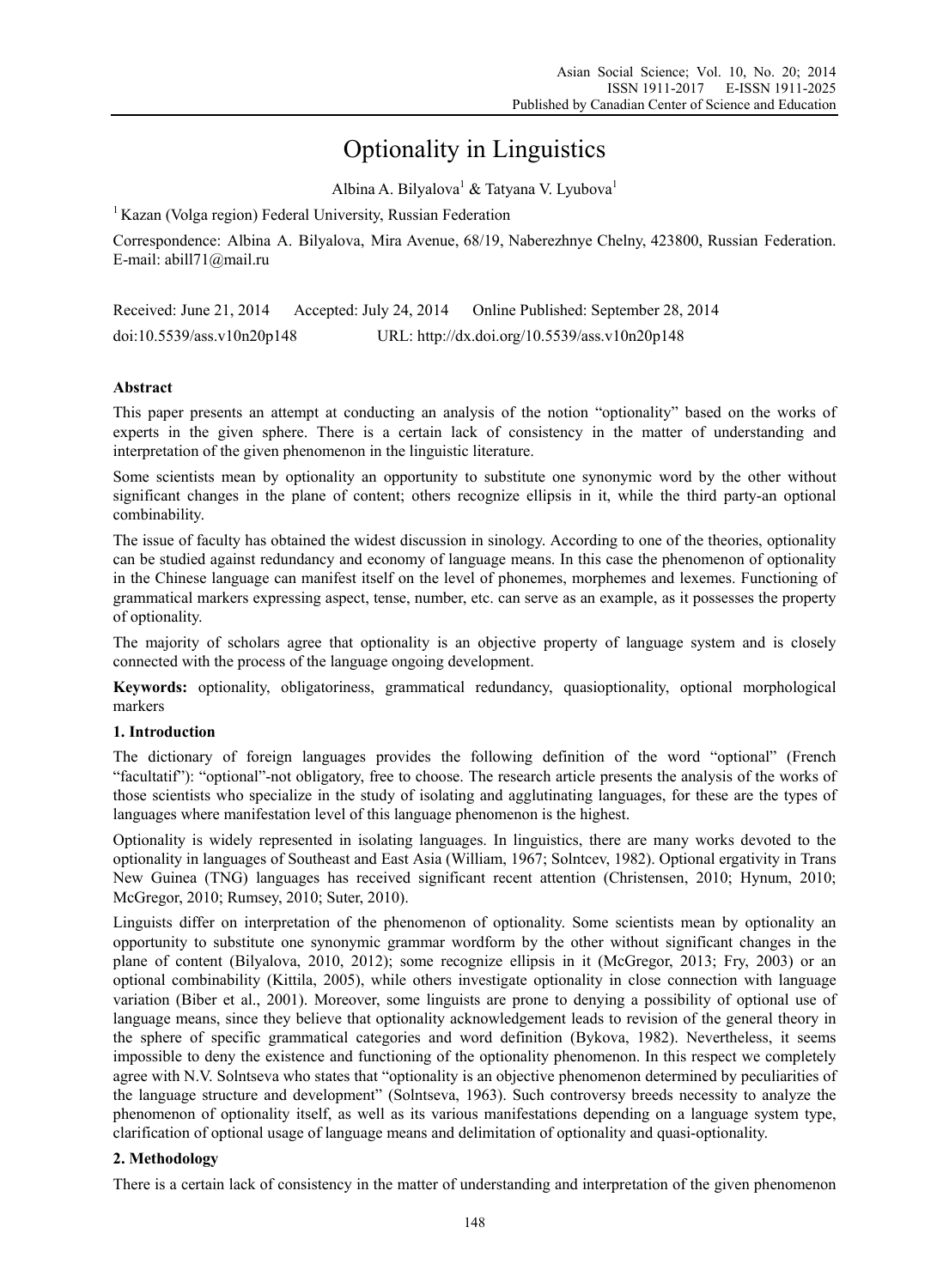# Optionality in Linguistics

Albina A. Bilyalova[1] & Tatyana V. Lyubova[1]

[1] Kazan (Volga region) Federal University, Russian Federation

Correspondence: Albina A. Bilyalova, Mira Avenue, 68/19, Naberezhnye Chelny, 423800, Russian Federation. E-mail: abill71@mail.ru

Received: June 21, 2014 Accepted: July 24, 2014 Online Published: September 28, 2014

doi:10.5539/ass.v10n20p148 URL: http://dx.doi.org/10.5539/ass.v10n20p148

## Abstract

This paper presents an attempt at conducting an analysis of the notion "optionality" based on the works of experts in the given sphere. There is a certain lack of consistency in the matter of understanding and interpretation of the given phenomenon in the linguistic literature.

Some scientists mean by optionality an opportunity to substitute one synonymic word by the other without significant changes in the plane of content; others recognize ellipsis in it, while the third party-an optional combinability.

The issue of faculty has obtained the widest discussion in sinology. According to one of the theories, optionality can be studied against redundancy and economy of language means. In this case the phenomenon of optionality in the Chinese language can manifest itself on the level of phonemes, morphemes and lexemes. Functioning of grammatical markers expressing aspect, tense, number, etc. can serve as an example, as it possesses the property of optionality.

The majority of scholars agree that optionality is an objective property of language system and is closely connected with the process of the language ongoing development.

**Keywords:** optionality, obligatoriness, grammatical redundancy, quasioptionality, optional morphological markers

## 1. Introduction

The dictionary of foreign languages provides the following definition of the word "optional" (French "facultatif"): "optional"-not obligatory, free to choose. The research article presents the analysis of the works of those scientists who specialize in the study of isolating and agglutinating languages, for these are the types of languages where manifestation level of this language phenomenon is the highest.

Optionality is widely represented in isolating languages. In linguistics, there are many works devoted to the optionality in languages of Southeast and East Asia (William, 1967; Solntcev, 1982). Optional ergativity in Trans New Guinea (TNG) languages has received significant recent attention (Christensen, 2010; Hynum, 2010; McGregor, 2010; Rumsey, 2010; Suter, 2010).

Linguists differ on interpretation of the phenomenon of optionality. Some scientists mean by optionality an opportunity to substitute one synonymic grammar wordform by the other without significant changes in the plane of content (Bilyalova, 2010, 2012); some recognize ellipsis in it (McGregor, 2013; Fry, 2003) or an optional combinability (Kittila, 2005), while others investigate optionality in close connection with language variation (Biber et al., 2001). Moreover, some linguists are prone to denying a possibility of optional use of language means, since they believe that optionality acknowledgement leads to revision of the general theory in the sphere of specific grammatical categories and word definition (Bykova, 1982). Nevertheless, it seems impossible to deny the existence and functioning of the optionality phenomenon. In this respect we completely agree with N.V. Solntseva who states that "optionality is an objective phenomenon determined by peculiarities of the language structure and development" (Solntseva, 1963). Such controversy breeds necessity to analyze the phenomenon of optionality itself, as well as its various manifestations depending on a language system type, clarification of optional usage of language means and delimitation of optionality and quasi-optionality.

## 2. Methodology

There is a certain lack of consistency in the matter of understanding and interpretation of the given phenomenon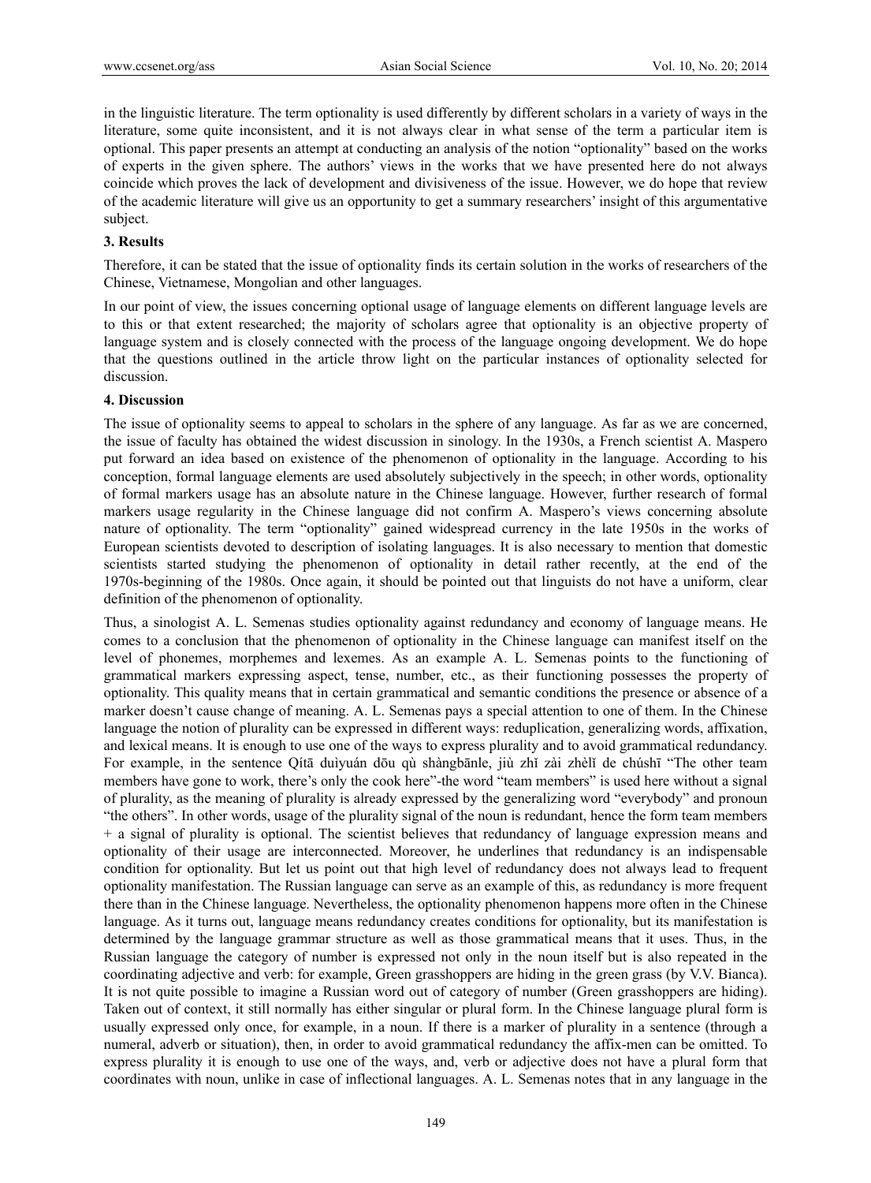in the linguistic literature. The term optionality is used differently by different scholars in a variety of ways in the literature, some quite inconsistent, and it is not always clear in what sense of the term a particular item is optional. This paper presents an attempt at conducting an analysis of the notion "optionality" based on the works of experts in the given sphere. The authors' views in the works that we have presented here do not always coincide which proves the lack of development and divisiveness of the issue. However, we do hope that review of the academic literature will give us an opportunity to get a summary researchers' insight of this argumentative subject.

## 3. Results

Therefore, it can be stated that the issue of optionality finds its certain solution in the works of researchers of the Chinese, Vietnamese, Mongolian and other languages.

In our point of view, the issues concerning optional usage of language elements on different language levels are to this or that extent researched; the majority of scholars agree that optionality is an objective property of language system and is closely connected with the process of the language ongoing development. We do hope that the questions outlined in the article throw light on the particular instances of optionality selected for discussion.

## 4. Discussion

The issue of optionality seems to appeal to scholars in the sphere of any language. As far as we are concerned, the issue of faculty has obtained the widest discussion in sinology. In the 1930s, a French scientist A. Maspero put forward an idea based on existence of the phenomenon of optionality in the language. According to his conception, formal language elements are used absolutely subjectively in the speech; in other words, optionality of formal markers usage has an absolute nature in the Chinese language. However, further research of formal markers usage regularity in the Chinese language did not confirm A. Maspero's views concerning absolute nature of optionality. The term "optionality" gained widespread currency in the late 1950s in the works of European scientists devoted to description of isolating languages. It is also necessary to mention that domestic scientists started studying the phenomenon of optionality in detail rather recently, at the end of the 1970s-beginning of the 1980s. Once again, it should be pointed out that linguists do not have a uniform, clear definition of the phenomenon of optionality.

Thus, a sinologist A. L. Semenas studies optionality against redundancy and economy of language means. He comes to a conclusion that the phenomenon of optionality in the Chinese language can manifest itself on the level of phonemes, morphemes and lexemes. As an example A. L. Semenas points to the functioning of grammatical markers expressing aspect, tense, number, etc., as their functioning possesses the property of optionality. This quality means that in certain grammatical and semantic conditions the presence or absence of a marker doesn't cause change of meaning. A. L. Semenas pays a special attention to one of them. In the Chinese language the notion of plurality can be expressed in different ways: reduplication, generalizing words, affixation, and lexical means. It is enough to use one of the ways to express plurality and to avoid grammatical redundancy. For example, in the sentence Qítā duìyuán dōu qù shàngbānle, jiù zhǐ zài zhèlǐ de chúshī "The other team members have gone to work, there's only the cook here"-the word "team members" is used here without a signal of plurality, as the meaning of plurality is already expressed by the generalizing word "everybody" and pronoun "the others". In other words, usage of the plurality signal of the noun is redundant, hence the form team members + a signal of plurality is optional. The scientist believes that redundancy of language expression means and optionality of their usage are interconnected. Moreover, he underlines that redundancy is an indispensable condition for optionality. But let us point out that high level of redundancy does not always lead to frequent optionality manifestation. The Russian language can serve as an example of this, as redundancy is more frequent there than in the Chinese language. Nevertheless, the optionality phenomenon happens more often in the Chinese language. As it turns out, language means redundancy creates conditions for optionality, but its manifestation is determined by the language grammar structure as well as those grammatical means that it uses. Thus, in the Russian language the category of number is expressed not only in the noun itself but is also repeated in the coordinating adjective and verb: for example, Green grasshoppers are hiding in the green grass (by V.V. Bianca). It is not quite possible to imagine a Russian word out of category of number (Green grasshoppers are hiding). Taken out of context, it still normally has either singular or plural form. In the Chinese language plural form is usually expressed only once, for example, in a noun. If there is a marker of plurality in a sentence (through a numeral, adverb or situation), then, in order to avoid grammatical redundancy the affix-men can be omitted. To express plurality it is enough to use one of the ways, and, verb or adjective does not have a plural form that coordinates with noun, unlike in case of inflectional languages. A. L. Semenas notes that in any language in the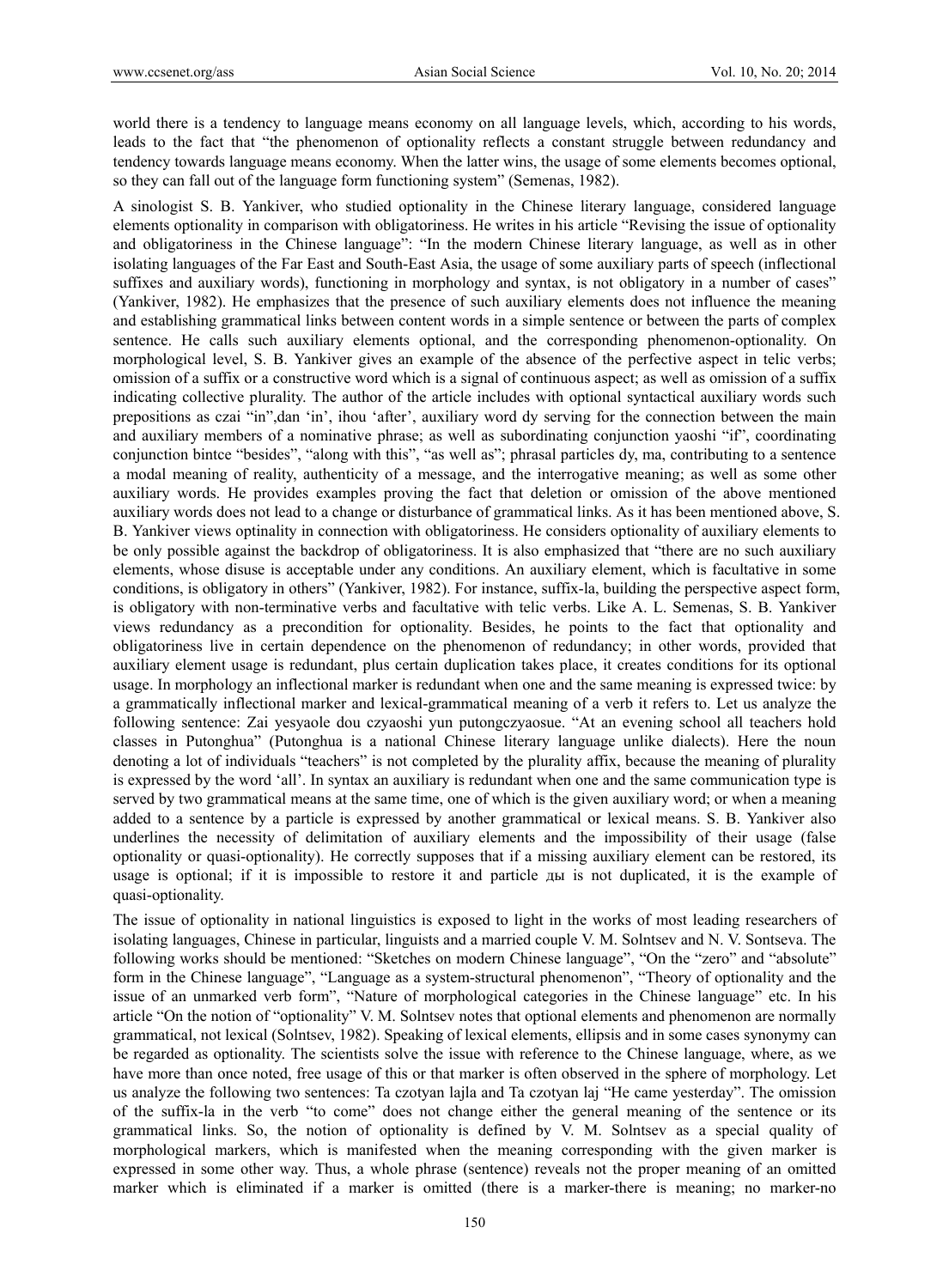world there is a tendency to language means economy on all language levels, which, according to his words, leads to the fact that "the phenomenon of optionality reflects a constant struggle between redundancy and tendency towards language means economy. When the latter wins, the usage of some elements becomes optional, so they can fall out of the language form functioning system" (Semenas, 1982).

A sinologist S. B. Yankiver, who studied optionality in the Chinese literary language, considered language elements optionality in comparison with obligatoriness. He writes in his article "Revising the issue of optionality and obligatoriness in the Chinese language": "In the modern Chinese literary language, as well as in other isolating languages of the Far East and South-East Asia, the usage of some auxiliary parts of speech (inflectional suffixes and auxiliary words), functioning in morphology and syntax, is not obligatory in a number of cases" (Yankiver, 1982). He emphasizes that the presence of such auxiliary elements does not influence the meaning and establishing grammatical links between content words in a simple sentence or between the parts of complex sentence. He calls such auxiliary elements optional, and the corresponding phenomenon-optionality. On morphological level, S. B. Yankiver gives an example of the absence of the perfective aspect in telic verbs; omission of a suffix or a constructive word which is a signal of continuous aspect; as well as omission of a suffix indicating collective plurality. The author of the article includes with optional syntactical auxiliary words such prepositions as czai "in",dan 'in', ihou 'after', auxiliary word dy serving for the connection between the main and auxiliary members of a nominative phrase; as well as subordinating conjunction yaoshi "if", coordinating conjunction bintce "besides", "along with this", "as well as"; phrasal particles dy, ma, contributing to a sentence a modal meaning of reality, authenticity of a message, and the interrogative meaning; as well as some other auxiliary words. He provides examples proving the fact that deletion or omission of the above mentioned auxiliary words does not lead to a change or disturbance of grammatical links. As it has been mentioned above, S. B. Yankiver views optinality in connection with obligatoriness. He considers optionality of auxiliary elements to be only possible against the backdrop of obligatoriness. It is also emphasized that "there are no such auxiliary elements, whose disuse is acceptable under any conditions. An auxiliary element, which is facultative in some conditions, is obligatory in others" (Yankiver, 1982). For instance, suffix-la, building the perspective aspect form, is obligatory with non-terminative verbs and facultative with telic verbs. Like A. L. Semenas, S. B. Yankiver views redundancy as a precondition for optionality. Besides, he points to the fact that optionality and obligatoriness live in certain dependence on the phenomenon of redundancy; in other words, provided that auxiliary element usage is redundant, plus certain duplication takes place, it creates conditions for its optional usage. In morphology an inflectional marker is redundant when one and the same meaning is expressed twice: by a grammatically inflectional marker and lexical-grammatical meaning of a verb it refers to. Let us analyze the following sentence: Zai yesyaole dou czyaoshi yun putongczyaosue. "At an evening school all teachers hold classes in Putonghua" (Putonghua is a national Chinese literary language unlike dialects). Here the noun denoting a lot of individuals "teachers" is not completed by the plurality affix, because the meaning of plurality is expressed by the word 'all'. In syntax an auxiliary is redundant when one and the same communication type is served by two grammatical means at the same time, one of which is the given auxiliary word; or when a meaning added to a sentence by a particle is expressed by another grammatical or lexical means. S. B. Yankiver also underlines the necessity of delimitation of auxiliary elements and the impossibility of their usage (false optionality or quasi-optionality). He correctly supposes that if a missing auxiliary element can be restored, its usage is optional; if it is impossible to restore it and particle ды is not duplicated, it is the example of quasi-optionality.

The issue of optionality in national linguistics is exposed to light in the works of most leading researchers of isolating languages, Chinese in particular, linguists and a married couple V. M. Solntsev and N. V. Sontseva. The following works should be mentioned: "Sketches on modern Chinese language", "On the "zero" and "absolute" form in the Chinese language", "Language as a system-structural phenomenon", "Theory of optionality and the issue of an unmarked verb form", "Nature of morphological categories in the Chinese language" etc. In his article "On the notion of "optionality" V. M. Solntsev notes that optional elements and phenomenon are normally grammatical, not lexical (Solntsev, 1982). Speaking of lexical elements, ellipsis and in some cases synonymy can be regarded as optionality. The scientists solve the issue with reference to the Chinese language, where, as we have more than once noted, free usage of this or that marker is often observed in the sphere of morphology. Let us analyze the following two sentences: Ta czotyan lajla and Ta czotyan laj "He came yesterday". The omission of the suffix-la in the verb "to come" does not change either the general meaning of the sentence or its grammatical links. So, the notion of optionality is defined by V. M. Solntsev as a special quality of morphological markers, which is manifested when the meaning corresponding with the given marker is expressed in some other way. Thus, a whole phrase (sentence) reveals not the proper meaning of an omitted marker which is eliminated if a marker is omitted (there is a marker-there is meaning; no marker-no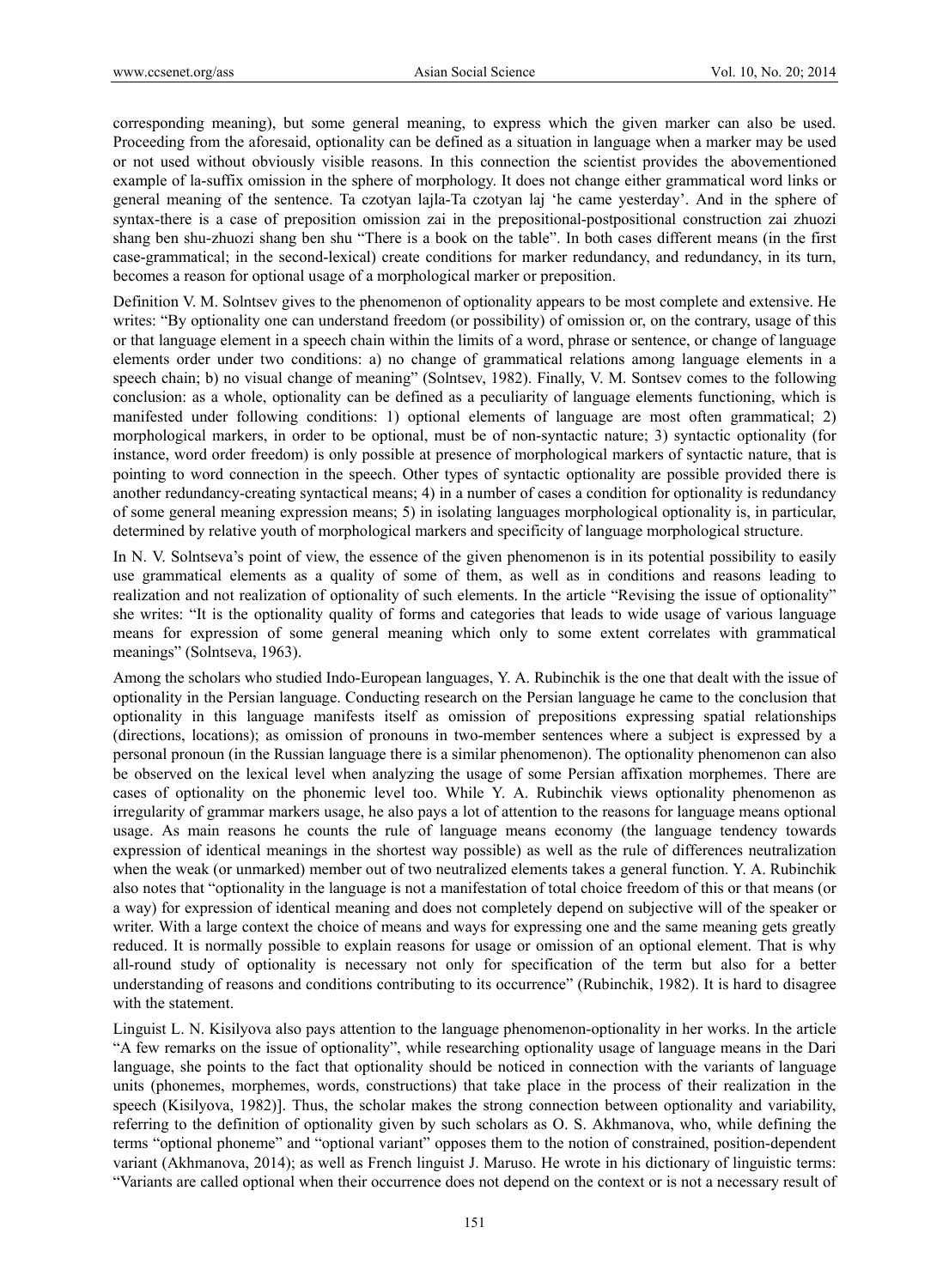corresponding meaning), but some general meaning, to express which the given marker can also be used. Proceeding from the aforesaid, optionality can be defined as a situation in language when a marker may be used or not used without obviously visible reasons. In this connection the scientist provides the abovementioned example of la-suffix omission in the sphere of morphology. It does not change either grammatical word links or general meaning of the sentence. Ta czotyan lajla-Ta czotyan laj 'he came yesterday'. And in the sphere of syntax-there is a case of preposition omission zai in the prepositional-postpositional construction zai zhuozi shang ben shu-zhuozi shang ben shu "There is a book on the table". In both cases different means (in the first case-grammatical; in the second-lexical) create conditions for marker redundancy, and redundancy, in its turn, becomes a reason for optional usage of a morphological marker or preposition.

Definition V. M. Solntsev gives to the phenomenon of optionality appears to be most complete and extensive. He writes: "By optionality one can understand freedom (or possibility) of omission or, on the contrary, usage of this or that language element in a speech chain within the limits of a word, phrase or sentence, or change of language elements order under two conditions: a) no change of grammatical relations among language elements in a speech chain; b) no visual change of meaning" (Solntsev, 1982). Finally, V. M. Sontsev comes to the following conclusion: as a whole, optionality can be defined as a peculiarity of language elements functioning, which is manifested under following conditions: 1) optional elements of language are most often grammatical; 2) morphological markers, in order to be optional, must be of non-syntactic nature; 3) syntactic optionality (for instance, word order freedom) is only possible at presence of morphological markers of syntactic nature, that is pointing to word connection in the speech. Other types of syntactic optionality are possible provided there is another redundancy-creating syntactical means; 4) in a number of cases a condition for optionality is redundancy of some general meaning expression means; 5) in isolating languages morphological optionality is, in particular, determined by relative youth of morphological markers and specificity of language morphological structure.

In N. V. Solntseva's point of view, the essence of the given phenomenon is in its potential possibility to easily use grammatical elements as a quality of some of them, as well as in conditions and reasons leading to realization and not realization of optionality of such elements. In the article "Revising the issue of optionality" she writes: "It is the optionality quality of forms and categories that leads to wide usage of various language means for expression of some general meaning which only to some extent correlates with grammatical meanings" (Solntseva, 1963).

Among the scholars who studied Indo-European languages, Y. A. Rubinchik is the one that dealt with the issue of optionality in the Persian language. Conducting research on the Persian language he came to the conclusion that optionality in this language manifests itself as omission of prepositions expressing spatial relationships (directions, locations); as omission of pronouns in two-member sentences where a subject is expressed by a personal pronoun (in the Russian language there is a similar phenomenon). The optionality phenomenon can also be observed on the lexical level when analyzing the usage of some Persian affixation morphemes. There are cases of optionality on the phonemic level too. While Y. A. Rubinchik views optionality phenomenon as irregularity of grammar markers usage, he also pays a lot of attention to the reasons for language means optional usage. As main reasons he counts the rule of language means economy (the language tendency towards expression of identical meanings in the shortest way possible) as well as the rule of differences neutralization when the weak (or unmarked) member out of two neutralized elements takes a general function. Y. A. Rubinchik also notes that "optionality in the language is not a manifestation of total choice freedom of this or that means (or a way) for expression of identical meaning and does not completely depend on subjective will of the speaker or writer. With a large context the choice of means and ways for expressing one and the same meaning gets greatly reduced. It is normally possible to explain reasons for usage or omission of an optional element. That is why all-round study of optionality is necessary not only for specification of the term but also for a better understanding of reasons and conditions contributing to its occurrence" (Rubinchik, 1982). It is hard to disagree with the statement.

Linguist L. N. Kisilyova also pays attention to the language phenomenon-optionality in her works. In the article "A few remarks on the issue of optionality", while researching optionality usage of language means in the Dari language, she points to the fact that optionality should be noticed in connection with the variants of language units (phonemes, morphemes, words, constructions) that take place in the process of their realization in the speech (Kisilyova, 1982)]. Thus, the scholar makes the strong connection between optionality and variability, referring to the definition of optionality given by such scholars as O. S. Akhmanova, who, while defining the terms "optional phoneme" and "optional variant" opposes them to the notion of constrained, position-dependent variant (Akhmanova, 2014); as well as French linguist J. Maruso. He wrote in his dictionary of linguistic terms: "Variants are called optional when their occurrence does not depend on the context or is not a necessary result of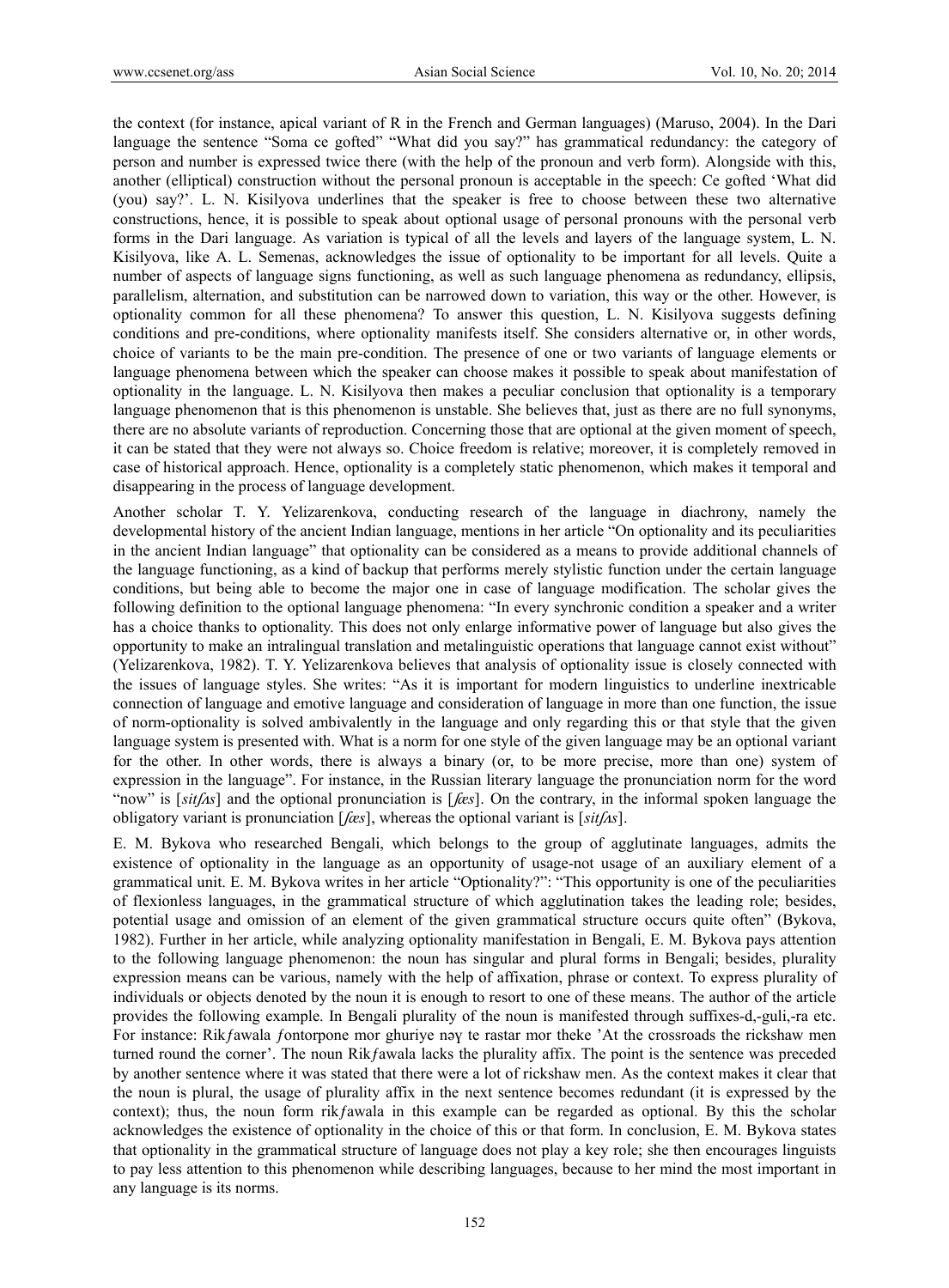the context (for instance, apical variant of R in the French and German languages) (Maruso, 2004). In the Dari language the sentence "Soma ce gofted" "What did you say?" has grammatical redundancy: the category of person and number is expressed twice there (with the help of the pronoun and verb form). Alongside with this, another (elliptical) construction without the personal pronoun is acceptable in the speech: Ce gofted 'What did (you) say?'. L. N. Kisilyova underlines that the speaker is free to choose between these two alternative constructions, hence, it is possible to speak about optional usage of personal pronouns with the personal verb forms in the Dari language. As variation is typical of all the levels and layers of the language system, L. N. Kisilyova, like A. L. Semenas, acknowledges the issue of optionality to be important for all levels. Quite a number of aspects of language signs functioning, as well as such language phenomena as redundancy, ellipsis, parallelism, alternation, and substitution can be narrowed down to variation, this way or the other. However, is optionality common for all these phenomena? To answer this question, L. N. Kisilyova suggests defining conditions and pre-conditions, where optionality manifests itself. She considers alternative or, in other words, choice of variants to be the main pre-condition. The presence of one or two variants of language elements or language phenomena between which the speaker can choose makes it possible to speak about manifestation of optionality in the language. L. N. Kisilyova then makes a peculiar conclusion that optionality is a temporary language phenomenon that is this phenomenon is unstable. She believes that, just as there are no full synonyms, there are no absolute variants of reproduction. Concerning those that are optional at the given moment of speech, it can be stated that they were not always so. Choice freedom is relative; moreover, it is completely removed in case of historical approach. Hence, optionality is a completely static phenomenon, which makes it temporal and disappearing in the process of language development.

Another scholar T. Y. Yelizarenkova, conducting research of the language in diachrony, namely the developmental history of the ancient Indian language, mentions in her article "On optionality and its peculiarities in the ancient Indian language" that optionality can be considered as a means to provide additional channels of the language functioning, as a kind of backup that performs merely stylistic function under the certain language conditions, but being able to become the major one in case of language modification. The scholar gives the following definition to the optional language phenomena: "In every synchronic condition a speaker and a writer has a choice thanks to optionality. This does not only enlarge informative power of language but also gives the opportunity to make an intralingual translation and metalinguistic operations that language cannot exist without" (Yelizarenkova, 1982). T. Y. Yelizarenkova believes that analysis of optionality issue is closely connected with the issues of language styles. She writes: "As it is important for modern linguistics to underline inextricable connection of language and emotive language and consideration of language in more than one function, the issue of norm-optionality is solved ambivalently in the language and only regarding this or that style that the given language system is presented with. What is a norm for one style of the given language may be an optional variant for the other. In other words, there is always a binary (or, to be more precise, more than one) system of expression in the language". For instance, in the Russian literary language the pronunciation norm for the word "now" is [*sitʃʌs*] and the optional pronunciation is [*ʃæs*]. On the contrary, in the informal spoken language the obligatory variant is pronunciation [*ʃæs*], whereas the optional variant is [*sitʃʌs*].

E. M. Bykova who researched Bengali, which belongs to the group of agglutinate languages, admits the existence of optionality in the language as an opportunity of usage-not usage of an auxiliary element of a grammatical unit. E. M. Bykova writes in her article "Optionality?": "This opportunity is one of the peculiarities of flexionless languages, in the grammatical structure of which agglutination takes the leading role; besides, potential usage and omission of an element of the given grammatical structure occurs quite often" (Bykova, 1982). Further in her article, while analyzing optionality manifestation in Bengali, E. M. Bykova pays attention to the following language phenomenon: the noun has singular and plural forms in Bengali; besides, plurality expression means can be various, namely with the help of affixation, phrase or context. To express plurality of individuals or objects denoted by the noun it is enough to resort to one of these means. The author of the article provides the following example. In Bengali plurality of the noun is manifested through suffixes-d,-guli,-ra etc. For instance: Rikʃawala ʃontorpone mor ghuriye nɔɣ te rastar mor theke 'At the crossroads the rickshaw men turned round the corner'. The noun Rikʃawala lacks the plurality affix. The point is the sentence was preceded by another sentence where it was stated that there were a lot of rickshaw men. As the context makes it clear that the noun is plural, the usage of plurality affix in the next sentence becomes redundant (it is expressed by the context); thus, the noun form rikʃawala in this example can be regarded as optional. By this the scholar acknowledges the existence of optionality in the choice of this or that form. In conclusion, E. M. Bykova states that optionality in the grammatical structure of language does not play a key role; she then encourages linguists to pay less attention to this phenomenon while describing languages, because to her mind the most important in any language is its norms.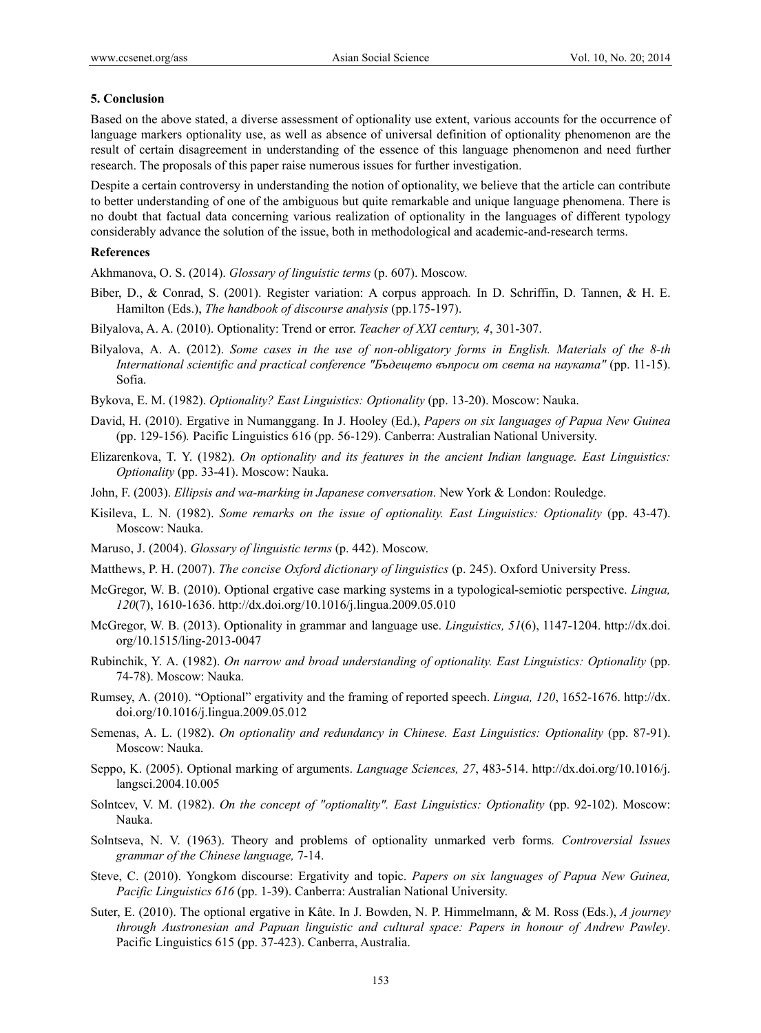### 5. Conclusion

Based on the above stated, a diverse assessment of optionality use extent, various accounts for the occurrence of language markers optionality use, as well as absence of universal definition of optionality phenomenon are the result of certain disagreement in understanding of the essence of this language phenomenon and need further research. The proposals of this paper raise numerous issues for further investigation.

Despite a certain controversy in understanding the notion of optionality, we believe that the article can contribute to better understanding of one of the ambiguous but quite remarkable and unique language phenomena. There is no doubt that factual data concerning various realization of optionality in the languages of different typology considerably advance the solution of the issue, both in methodological and academic-and-research terms.

### References

Akhmanova, O. S. (2014). *Glossary of linguistic terms* (p. 607). Moscow.

Biber, D., & Conrad, S. (2001). Register variation: A corpus approach*.* In D. Schriffin, D. Tannen, & H. E. Hamilton (Eds.), *The handbook of discourse analysis* (pp.175-197).

Bilyalova, A. A. (2010). Optionality: Trend or error. *Teacher of XXI century, 4*, 301-307.

Bilyalova, A. A. (2012). *Some cases in the use of non-obligatory forms in English. Materials of the 8-th International scientific and practical conference "Бъдещето въпроси от света на науката"* (pp. 11-15). Sofia.

Bykova, E. M. (1982). *Optionality? East Linguistics: Optionality* (pp. 13-20). Moscow: Nauka.

David, H. (2010). Ergative in Numanggang. In J. Hooley (Ed.), *Papers on six languages of Papua New Guinea* (pp. 129-156)*.* Pacific Linguistics 616 (pp. 56-129). Canberra: Australian National University.

Elizarenkova, T. Y. (1982). *On optionality and its features in the ancient Indian language. East Linguistics: Optionality* (pp. 33-41). Moscow: Nauka.

John, F. (2003). *Ellipsis and wa-marking in Japanese conversation*. New York & London: Rouledge.

Kisileva, L. N. (1982). *Some remarks on the issue of optionality. East Linguistics: Optionality* (pp. 43-47). Moscow: Nauka.

Maruso, J. (2004). *Glossary of linguistic terms* (p. 442). Moscow.

Matthews, P. H. (2007). *The concise Oxford dictionary of linguistics* (p. 245). Oxford University Press.

McGregor, W. B. (2010). Optional ergative case marking systems in a typological-semiotic perspective. *Lingua, 120*(7), 1610-1636. http://dx.doi.org/10.1016/j.lingua.2009.05.010

McGregor, W. B. (2013). Optionality in grammar and language use. *Linguistics, 51*(6), 1147-1204. http://dx.doi.org/10.1515/ling-2013-0047

Rubinchik, Y. A. (1982). *On narrow and broad understanding of optionality. East Linguistics: Optionality* (pp. 74-78). Moscow: Nauka.

Rumsey, A. (2010). "Optional" ergativity and the framing of reported speech. *Lingua, 120*, 1652-1676. http://dx.doi.org/10.1016/j.lingua.2009.05.012

Semenas, A. L. (1982). *On optionality and redundancy in Chinese. East Linguistics: Optionality* (pp. 87-91). Moscow: Nauka.

Seppo, K. (2005). Optional marking of arguments. *Language Sciences, 27*, 483-514. http://dx.doi.org/10.1016/j.langsci.2004.10.005

Solntcev, V. M. (1982). *On the concept of "optionality". East Linguistics: Optionality* (pp. 92-102). Moscow: Nauka.

Solntseva, N. V. (1963). Theory and problems of optionality unmarked verb forms*. Controversial Issues grammar of the Chinese language,* 7-14.

Steve, C. (2010). Yongkom discourse: Ergativity and topic. *Papers on six languages of Papua New Guinea, Pacific Linguistics 616* (pp. 1-39). Canberra: Australian National University.

Suter, E. (2010). The optional ergative in Kâte. In J. Bowden, N. P. Himmelmann, & M. Ross (Eds.), *A journey through Austronesian and Papuan linguistic and cultural space: Papers in honour of Andrew Pawley*. Pacific Linguistics 615 (pp. 37-423). Canberra, Australia.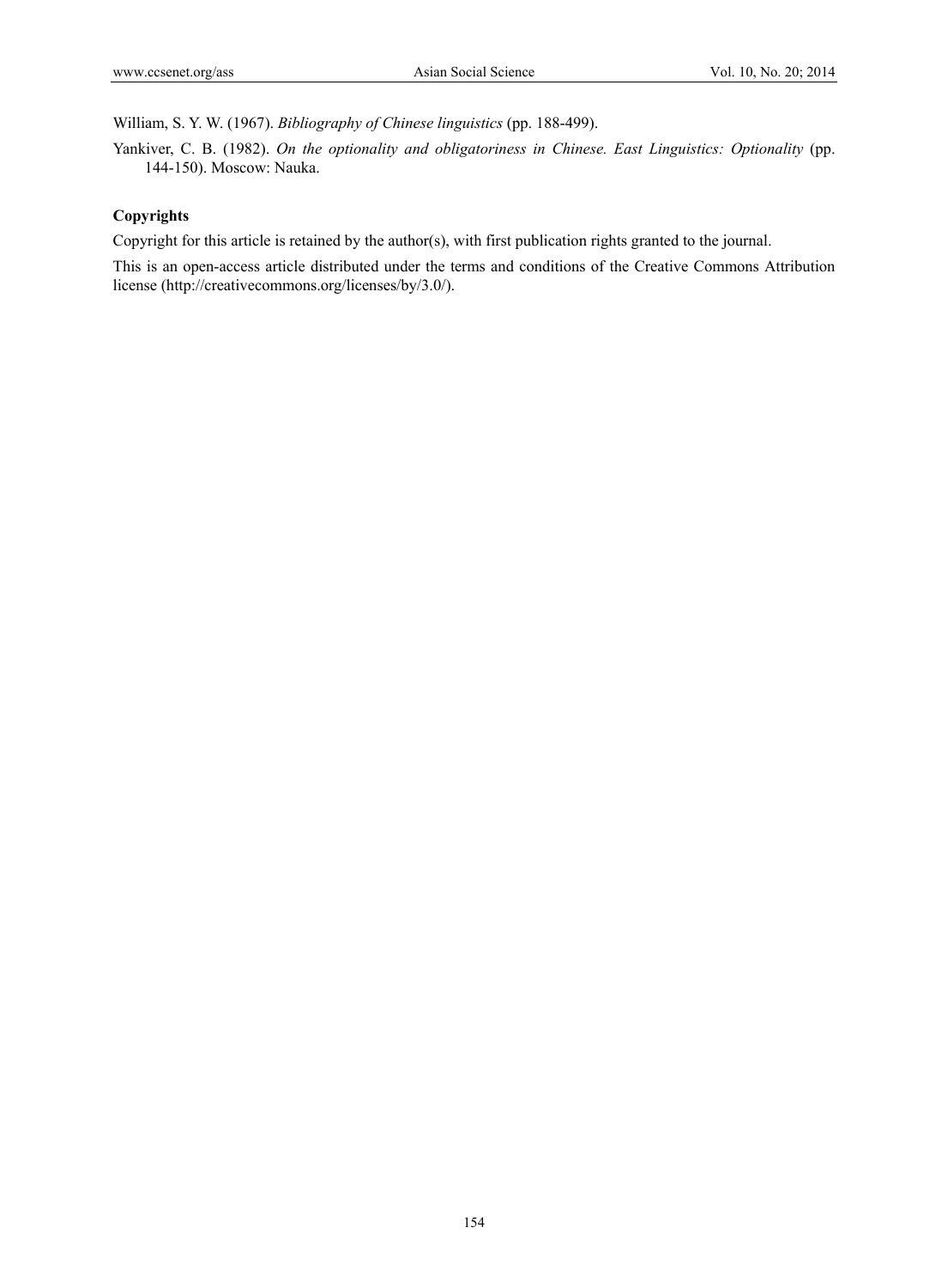William, S. Y. W. (1967). *Bibliography of Chinese linguistics* (pp. 188-499).

Yankiver, C. B. (1982). *On the optionality and obligatoriness in Chinese. East Linguistics: Optionality* (pp. 144-150). Moscow: Nauka.

**Copyrights**

Copyright for this article is retained by the author(s), with first publication rights granted to the journal.

This is an open-access article distributed under the terms and conditions of the Creative Commons Attribution license (http://creativecommons.org/licenses/by/3.0/).